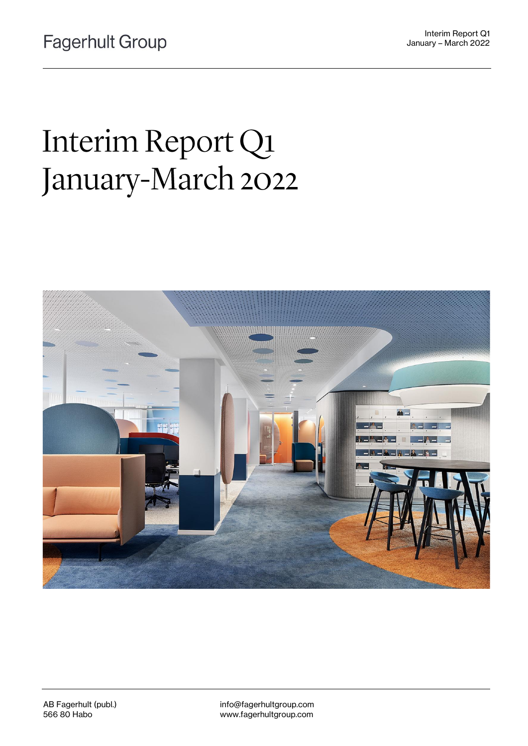Fagerhult Group

Interim Report Q1
January – March 2022

# Interim Report Q1
# January-March 2022

AB Fagerhult (publ.)
566 80 Habo

info@fagerhultgroup.com
www.fagerhultgroup.com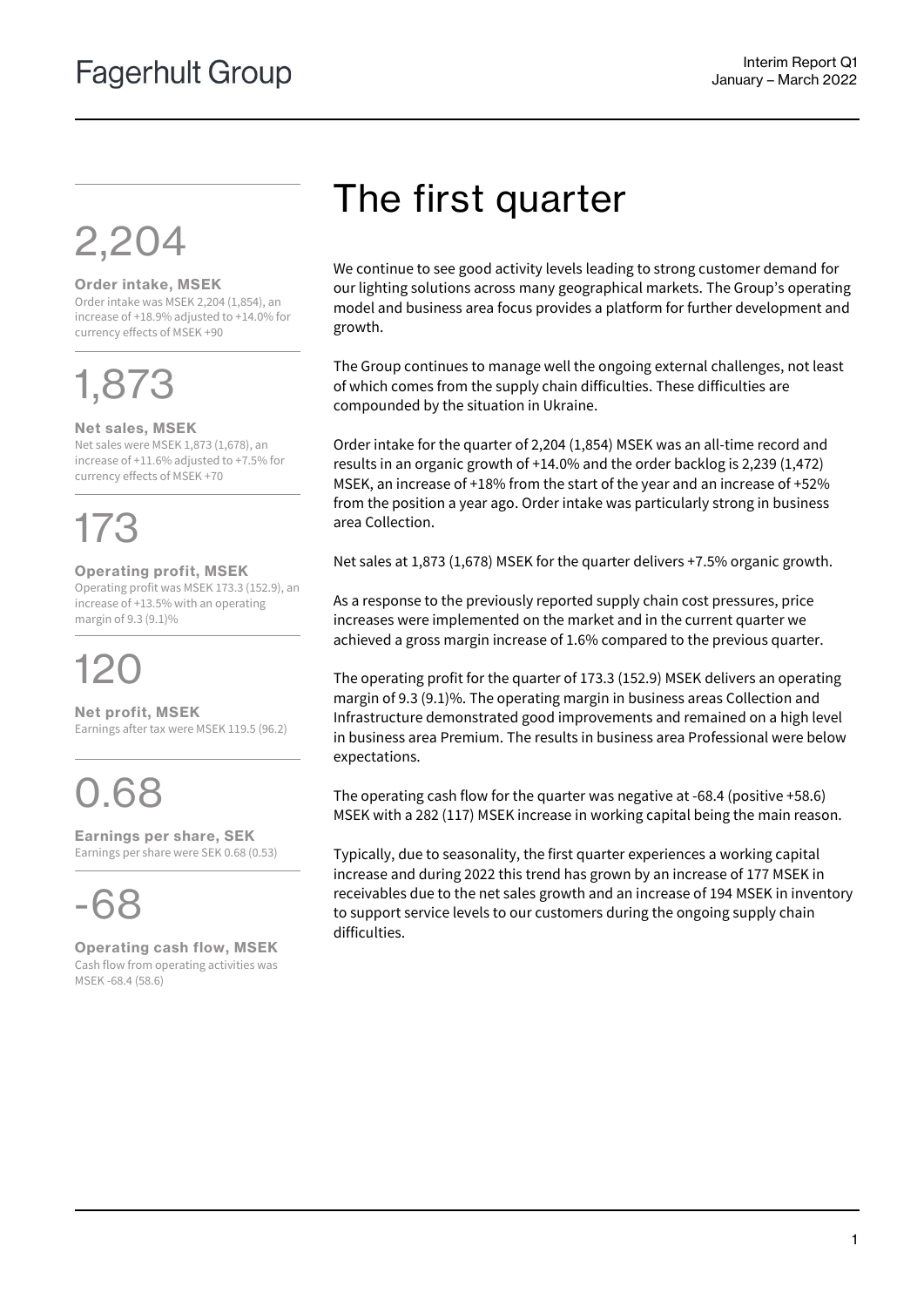# The first quarter

**2,204**

**Order intake, MSEK**
Order intake was MSEK 2,204 (1,854), an increase of +18.9% adjusted to +14.0% for currency effects of MSEK +90

**1,873**

**Net sales, MSEK**
Net sales were MSEK 1,873 (1,678), an increase of +11.6% adjusted to +7.5% for currency effects of MSEK +70

**173**

**Operating profit, MSEK**
Operating profit was MSEK 173.3 (152.9), an increase of +13.5% with an operating margin of 9.3 (9.1)%

**120**

**Net profit, MSEK**
Earnings after tax were MSEK 119.5 (96.2)

**0.68**

**Earnings per share, SEK**
Earnings per share were SEK 0.68 (0.53)

**-68**

**Operating cash flow, MSEK**
Cash flow from operating activities was MSEK -68.4 (58.6)

We continue to see good activity levels leading to strong customer demand for our lighting solutions across many geographical markets. The Group's operating model and business area focus provides a platform for further development and growth.

The Group continues to manage well the ongoing external challenges, not least of which comes from the supply chain difficulties. These difficulties are compounded by the situation in Ukraine.

Order intake for the quarter of 2,204 (1,854) MSEK was an all-time record and results in an organic growth of +14.0% and the order backlog is 2,239 (1,472) MSEK, an increase of +18% from the start of the year and an increase of +52% from the position a year ago. Order intake was particularly strong in business area Collection.

Net sales at 1,873 (1,678) MSEK for the quarter delivers +7.5% organic growth.

As a response to the previously reported supply chain cost pressures, price increases were implemented on the market and in the current quarter we achieved a gross margin increase of 1.6% compared to the previous quarter.

The operating profit for the quarter of 173.3 (152.9) MSEK delivers an operating margin of 9.3 (9.1)%. The operating margin in business areas Collection and Infrastructure demonstrated good improvements and remained on a high level in business area Premium. The results in business area Professional were below expectations.

The operating cash flow for the quarter was negative at -68.4 (positive +58.6) MSEK with a 282 (117) MSEK increase in working capital being the main reason.

Typically, due to seasonality, the first quarter experiences a working capital increase and during 2022 this trend has grown by an increase of 177 MSEK in receivables due to the net sales growth and an increase of 194 MSEK in inventory to support service levels to our customers during the ongoing supply chain difficulties.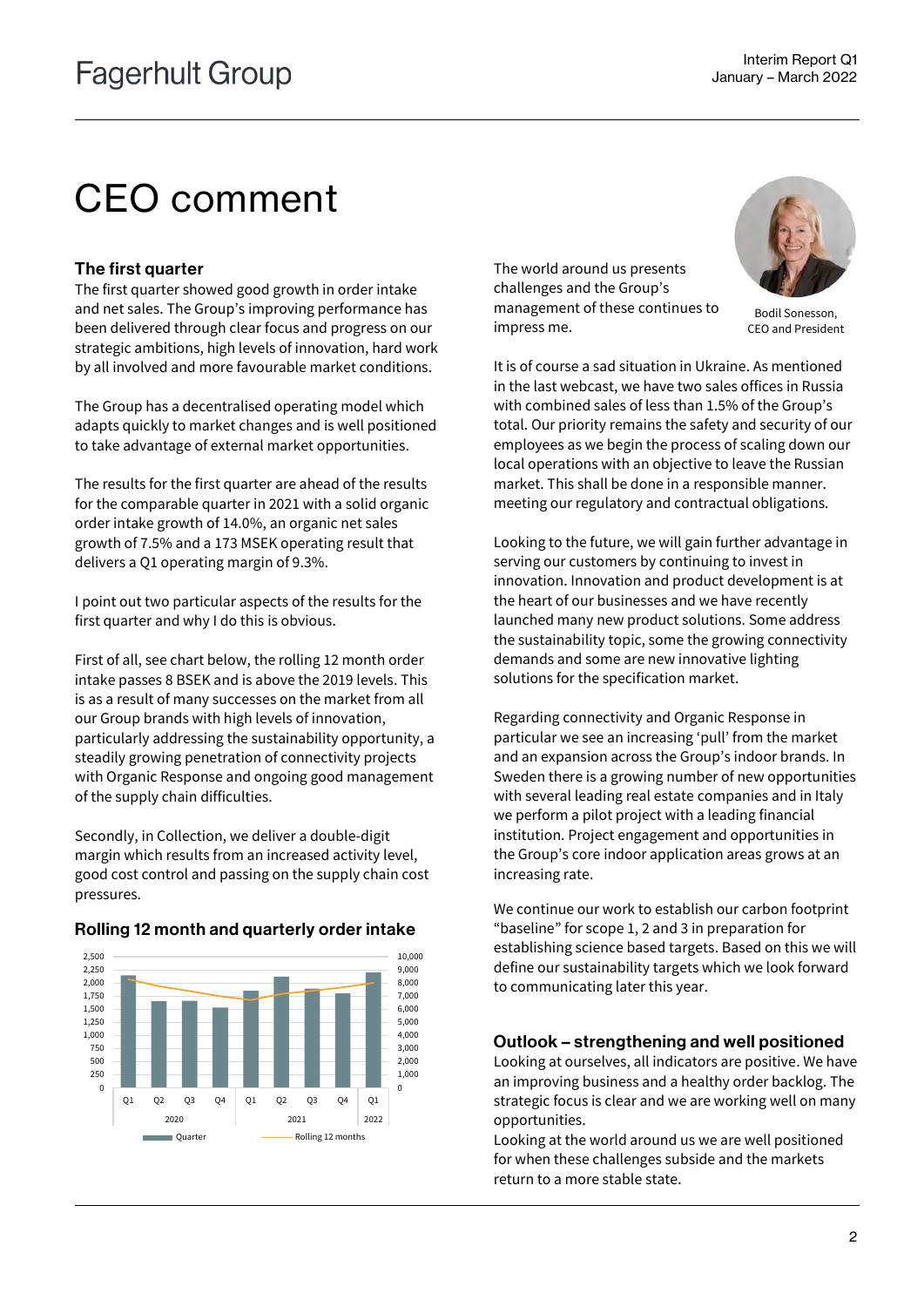# CEO comment

### The first quarter

The first quarter showed good growth in order intake and net sales. The Group's improving performance has been delivered through clear focus and progress on our strategic ambitions, high levels of innovation, hard work by all involved and more favourable market conditions.

The Group has a decentralised operating model which adapts quickly to market changes and is well positioned to take advantage of external market opportunities.

The results for the first quarter are ahead of the results for the comparable quarter in 2021 with a solid organic order intake growth of 14.0%, an organic net sales growth of 7.5% and a 173 MSEK operating result that delivers a Q1 operating margin of 9.3%.

I point out two particular aspects of the results for the first quarter and why I do this is obvious.

First of all, see chart below, the rolling 12 month order intake passes 8 BSEK and is above the 2019 levels. This is as a result of many successes on the market from all our Group brands with high levels of innovation, particularly addressing the sustainability opportunity, a steadily growing penetration of connectivity projects with Organic Response and ongoing good management of the supply chain difficulties.

Secondly, in Collection, we deliver a double-digit margin which results from an increased activity level, good cost control and passing on the supply chain cost pressures.

### Rolling 12 month and quarterly order intake

The world around us presents challenges and the Group's management of these continues to impress me.

Bodil Sonesson, CEO and President

It is of course a sad situation in Ukraine. As mentioned in the last webcast, we have two sales offices in Russia with combined sales of less than 1.5% of the Group's total. Our priority remains the safety and security of our employees as we begin the process of scaling down our local operations with an objective to leave the Russian market. This shall be done in a responsible manner. meeting our regulatory and contractual obligations.

Looking to the future, we will gain further advantage in serving our customers by continuing to invest in innovation. Innovation and product development is at the heart of our businesses and we have recently launched many new product solutions. Some address the sustainability topic, some the growing connectivity demands and some are new innovative lighting solutions for the specification market.

Regarding connectivity and Organic Response in particular we see an increasing 'pull' from the market and an expansion across the Group's indoor brands. In Sweden there is a growing number of new opportunities with several leading real estate companies and in Italy we perform a pilot project with a leading financial institution. Project engagement and opportunities in the Group's core indoor application areas grows at an increasing rate.

We continue our work to establish our carbon footprint "baseline" for scope 1, 2 and 3 in preparation for establishing science based targets. Based on this we will define our sustainability targets which we look forward to communicating later this year.

### Outlook – strengthening and well positioned

Looking at ourselves, all indicators are positive. We have an improving business and a healthy order backlog. The strategic focus is clear and we are working well on many opportunities.

Looking at the world around us we are well positioned for when these challenges subside and the markets return to a more stable state.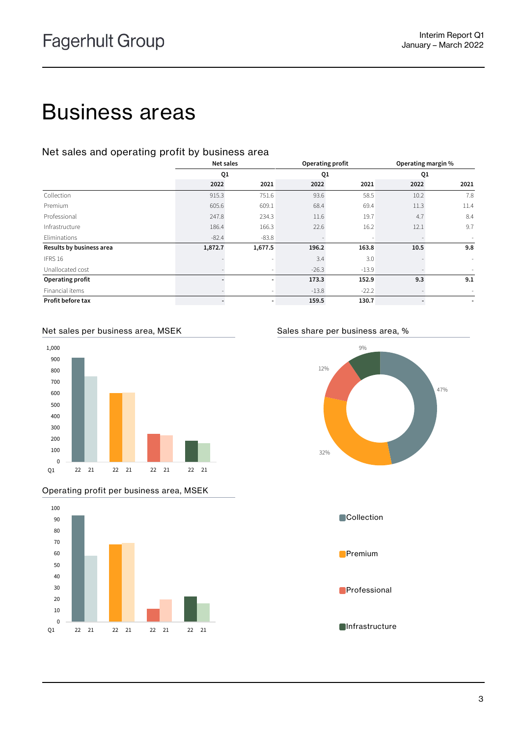# Business areas

## Net sales and operating profit by business area

| | Net sales | | Operating profit | | Operating margin % | |
|---|---|---|---|---|---|---|
| | Q1 | | Q1 | | Q1 | |
| | 2022 | 2021 | 2022 | 2021 | 2022 | 2021 |
| Collection | 915.3 | 751.6 | 93.6 | 58.5 | 10.2 | 7.8 |
| Premium | 605.6 | 609.1 | 68.4 | 69.4 | 11.3 | 11.4 |
| Professional | 247.8 | 234.3 | 11.6 | 19.7 | 4.7 | 8.4 |
| Infrastructure | 186.4 | 166.3 | 22.6 | 16.2 | 12.1 | 9.7 |
| Eliminations | -82.4 | -83.8 | - | - | - | - |
| **Results by business area** | **1,872.7** | **1,677.5** | **196.2** | **163.8** | **10.5** | **9.8** |
| IFRS 16 | - | - | 3.4 | 3.0 | - | - |
| Unallocated cost | - | - | -26.3 | -13.9 | - | - |
| **Operating profit** | **-** | **-** | **173.3** | **152.9** | **9.3** | **9.1** |
| Financial items | - | - | -13.8 | -22.2 | - | - |
| **Profit before tax** | **-** | **-** | **159.5** | **130.7** | **-** | **-** |

Net sales per business area, MSEK

Sales share per business area, %

Operating profit per business area, MSEK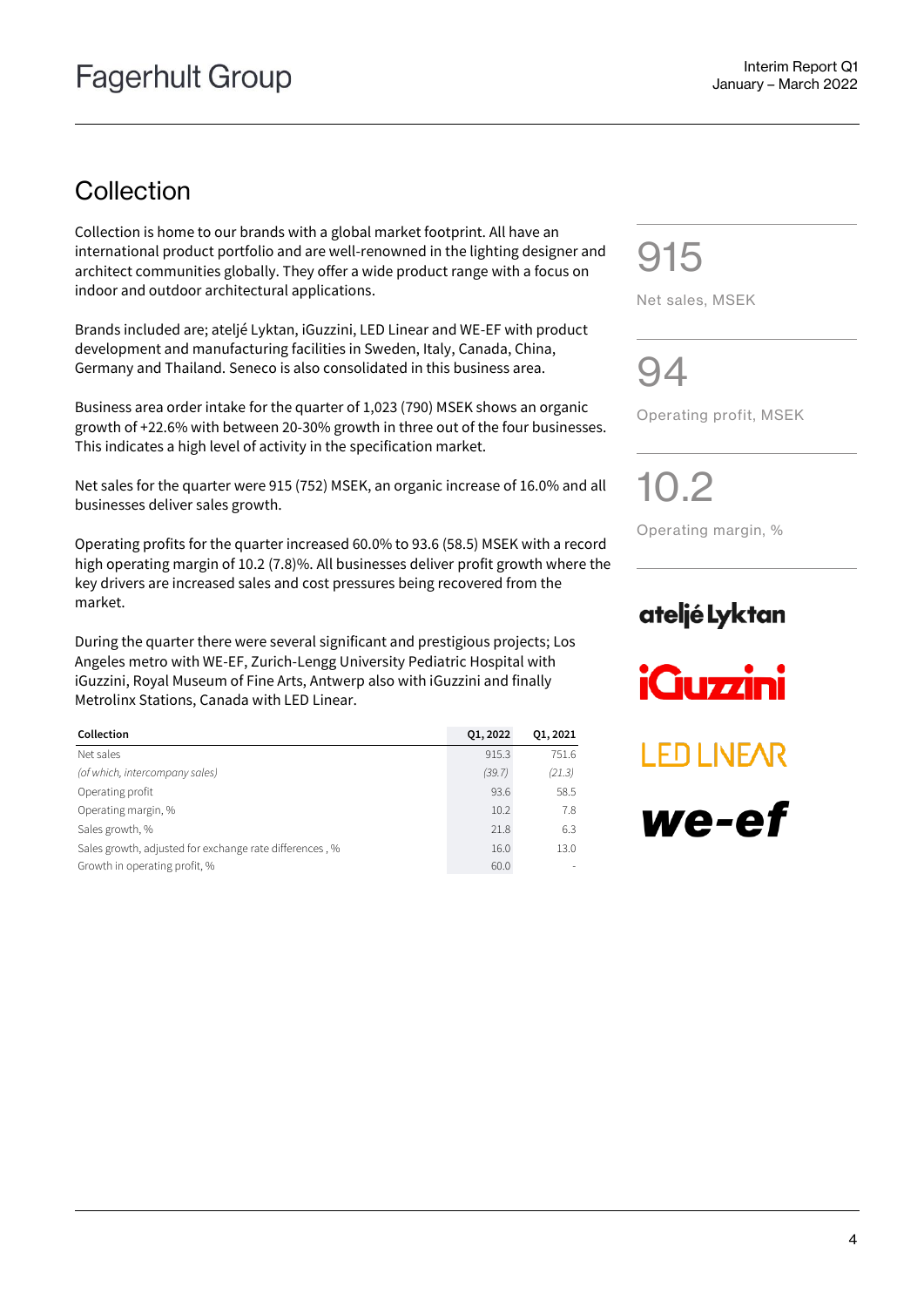## Collection

Collection is home to our brands with a global market footprint. All have an international product portfolio and are well-renowned in the lighting designer and architect communities globally. They offer a wide product range with a focus on indoor and outdoor architectural applications.

Brands included are; ateljé Lyktan, iGuzzini, LED Linear and WE-EF with product development and manufacturing facilities in Sweden, Italy, Canada, China, Germany and Thailand. Seneco is also consolidated in this business area.

Business area order intake for the quarter of 1,023 (790) MSEK shows an organic growth of +22.6% with between 20-30% growth in three out of the four businesses. This indicates a high level of activity in the specification market.

Net sales for the quarter were 915 (752) MSEK, an organic increase of 16.0% and all businesses deliver sales growth.

Operating profits for the quarter increased 60.0% to 93.6 (58.5) MSEK with a record high operating margin of 10.2 (7.8)%. All businesses deliver profit growth where the key drivers are increased sales and cost pressures being recovered from the market.

During the quarter there were several significant and prestigious projects; Los Angeles metro with WE-EF, Zurich-Lengg University Pediatric Hospital with iGuzzini, Royal Museum of Fine Arts, Antwerp also with iGuzzini and finally Metrolinx Stations, Canada with LED Linear.

| Collection | Q1, 2022 | Q1, 2021 |
|---|---|---|
| Net sales | 915.3 | 751.6 |
| *(of which, intercompany sales)* | *(39.7)* | *(21.3)* |
| Operating profit | 93.6 | 58.5 |
| Operating margin, % | 10.2 | 7.8 |
| Sales growth, % | 21.8 | 6.3 |
| Sales growth, adjusted for exchange rate differences , % | 16.0 | 13.0 |
| Growth in operating profit, % | 60.0 | - |

915

Net sales, MSEK

94

Operating profit, MSEK

10.2

Operating margin, %

ateljé Lyktan

iGuzzini

LED LINEAR

we-ef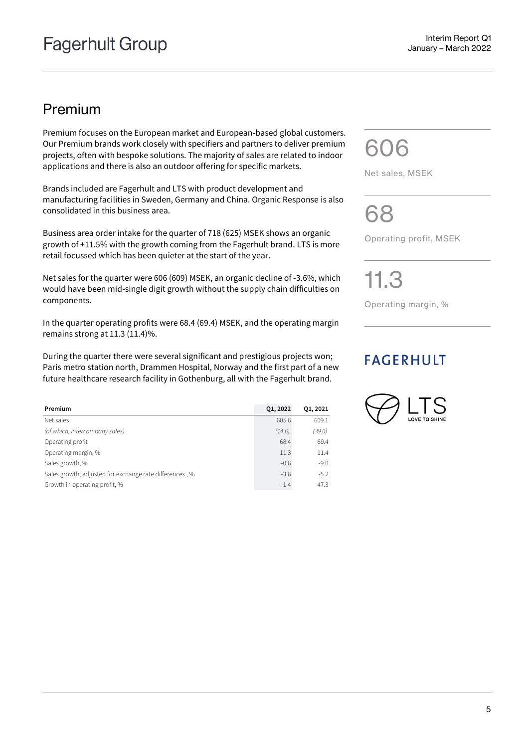## Premium

Premium focuses on the European market and European-based global customers. Our Premium brands work closely with specifiers and partners to deliver premium projects, often with bespoke solutions. The majority of sales are related to indoor applications and there is also an outdoor offering for specific markets.

Brands included are Fagerhult and LTS with product development and manufacturing facilities in Sweden, Germany and China. Organic Response is also consolidated in this business area.

Business area order intake for the quarter of 718 (625) MSEK shows an organic growth of +11.5% with the growth coming from the Fagerhult brand. LTS is more retail focussed which has been quieter at the start of the year.

Net sales for the quarter were 606 (609) MSEK, an organic decline of -3.6%, which would have been mid-single digit growth without the supply chain difficulties on components.

In the quarter operating profits were 68.4 (69.4) MSEK, and the operating margin remains strong at 11.3 (11.4)%.

During the quarter there were several significant and prestigious projects won; Paris metro station north, Drammen Hospital, Norway and the first part of a new future healthcare research facility in Gothenburg, all with the Fagerhult brand.

606

Net sales, MSEK

68

Operating profit, MSEK

11.3

Operating margin, %

| Premium | Q1, 2022 | Q1, 2021 |
|---|---|---|
| Net sales | 605.6 | 609.1 |
| *(of which, intercompany sales)* | *(14.6)* | *(39.0)* |
| Operating profit | 68.4 | 69.4 |
| Operating margin, % | 11.3 | 11.4 |
| Sales growth, % | -0.6 | -9.0 |
| Sales growth, adjusted for exchange rate differences , % | -3.6 | -5.2 |
| Growth in operating profit, % | -1.4 | 47.3 |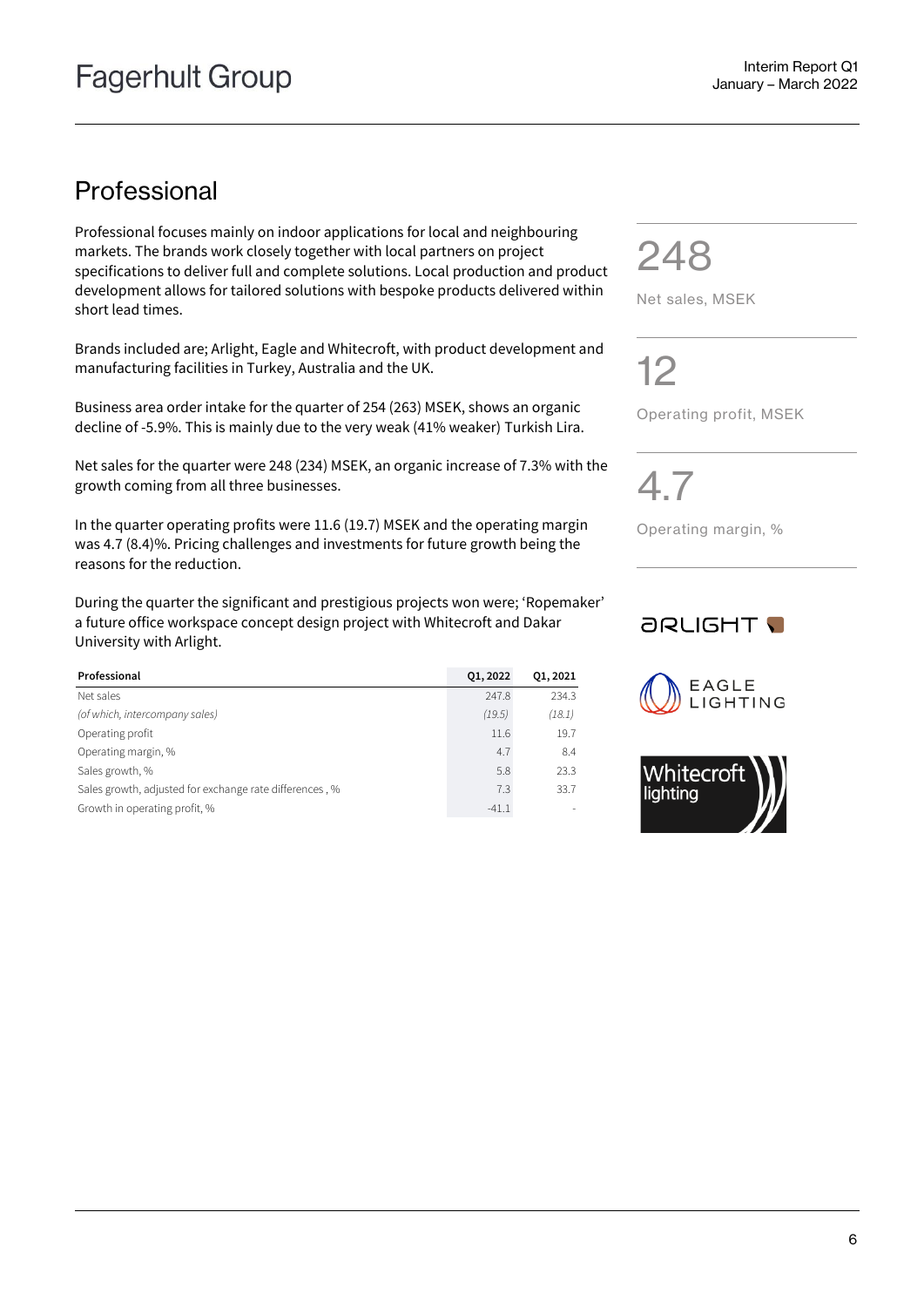## Professional

Professional focuses mainly on indoor applications for local and neighbouring markets. The brands work closely together with local partners on project specifications to deliver full and complete solutions. Local production and product development allows for tailored solutions with bespoke products delivered within short lead times.

Brands included are; Arlight, Eagle and Whitecroft, with product development and manufacturing facilities in Turkey, Australia and the UK.

Business area order intake for the quarter of 254 (263) MSEK, shows an organic decline of -5.9%. This is mainly due to the very weak (41% weaker) Turkish Lira.

Net sales for the quarter were 248 (234) MSEK, an organic increase of 7.3% with the growth coming from all three businesses.

In the quarter operating profits were 11.6 (19.7) MSEK and the operating margin was 4.7 (8.4)%. Pricing challenges and investments for future growth being the reasons for the reduction.

During the quarter the significant and prestigious projects won were; 'Ropemaker' a future office workspace concept design project with Whitecroft and Dakar University with Arlight.

| Professional | Q1, 2022 | Q1, 2021 |
|---|---|---|
| Net sales | 247.8 | 234.3 |
| *(of which, intercompany sales)* | *(19.5)* | *(18.1)* |
| Operating profit | 11.6 | 19.7 |
| Operating margin, % | 4.7 | 8.4 |
| Sales growth, % | 5.8 | 23.3 |
| Sales growth, adjusted for exchange rate differences , % | 7.3 | 33.7 |
| Growth in operating profit, % | -41.1 | - |

248

Net sales, MSEK

12

Operating profit, MSEK

4.7

Operating margin, %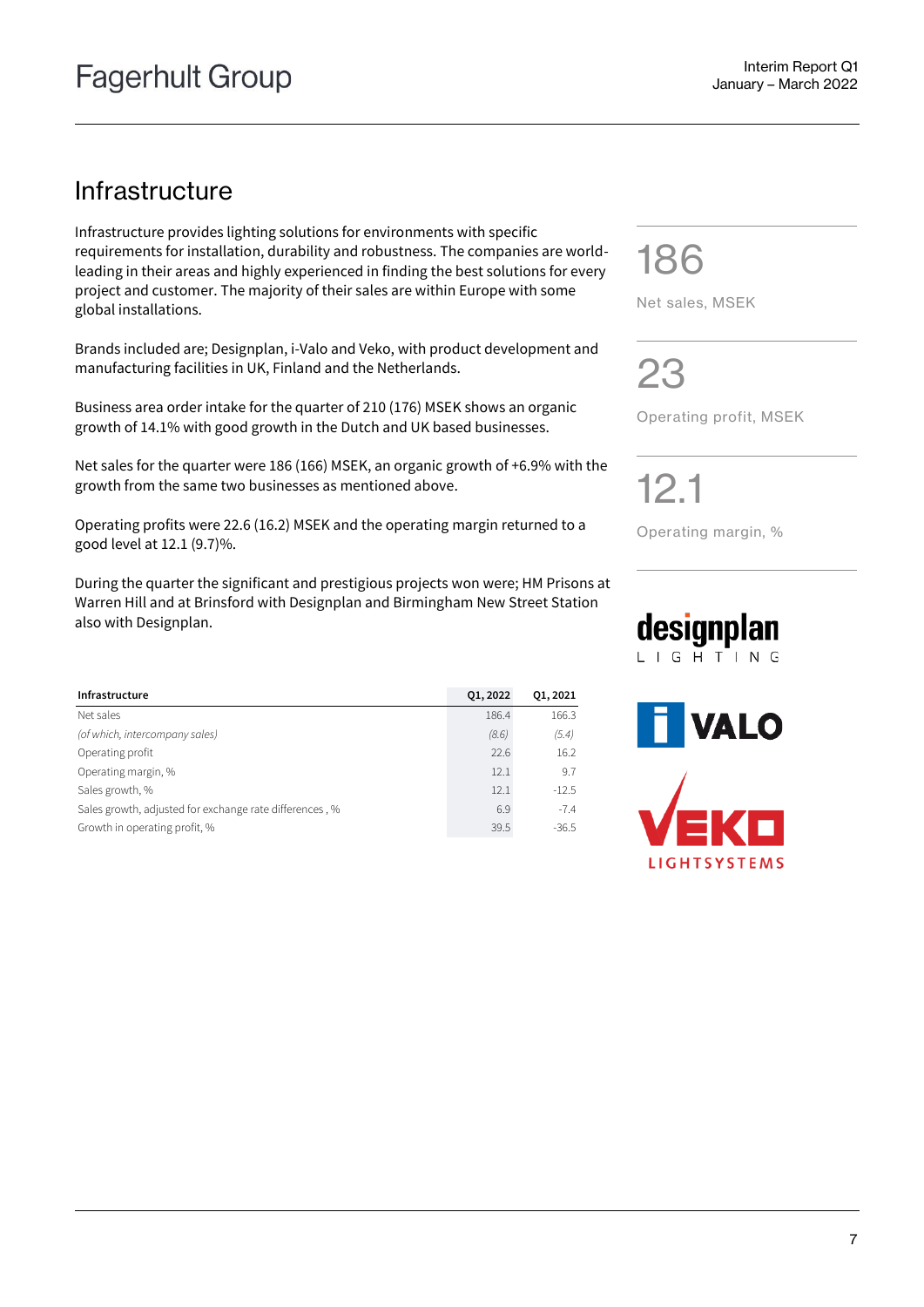## Infrastructure

Infrastructure provides lighting solutions for environments with specific requirements for installation, durability and robustness. The companies are world-leading in their areas and highly experienced in finding the best solutions for every project and customer. The majority of their sales are within Europe with some global installations.

Brands included are; Designplan, i-Valo and Veko, with product development and manufacturing facilities in UK, Finland and the Netherlands.

Business area order intake for the quarter of 210 (176) MSEK shows an organic growth of 14.1% with good growth in the Dutch and UK based businesses.

Net sales for the quarter were 186 (166) MSEK, an organic growth of +6.9% with the growth from the same two businesses as mentioned above.

Operating profits were 22.6 (16.2) MSEK and the operating margin returned to a good level at 12.1 (9.7)%.

During the quarter the significant and prestigious projects won were; HM Prisons at Warren Hill and at Brinsford with Designplan and Birmingham New Street Station also with Designplan.

186

Net sales, MSEK

23

Operating profit, MSEK

12.1

Operating margin, %

| Infrastructure | Q1, 2022 | Q1, 2021 |
|---|---|---|
| Net sales | 186.4 | 166.3 |
| *(of which, intercompany sales)* | *(8.6)* | *(5.4)* |
| Operating profit | 22.6 | 16.2 |
| Operating margin, % | 12.1 | 9.7 |
| Sales growth, % | 12.1 | -12.5 |
| Sales growth, adjusted for exchange rate differences , % | 6.9 | -7.4 |
| Growth in operating profit, % | 39.5 | -36.5 |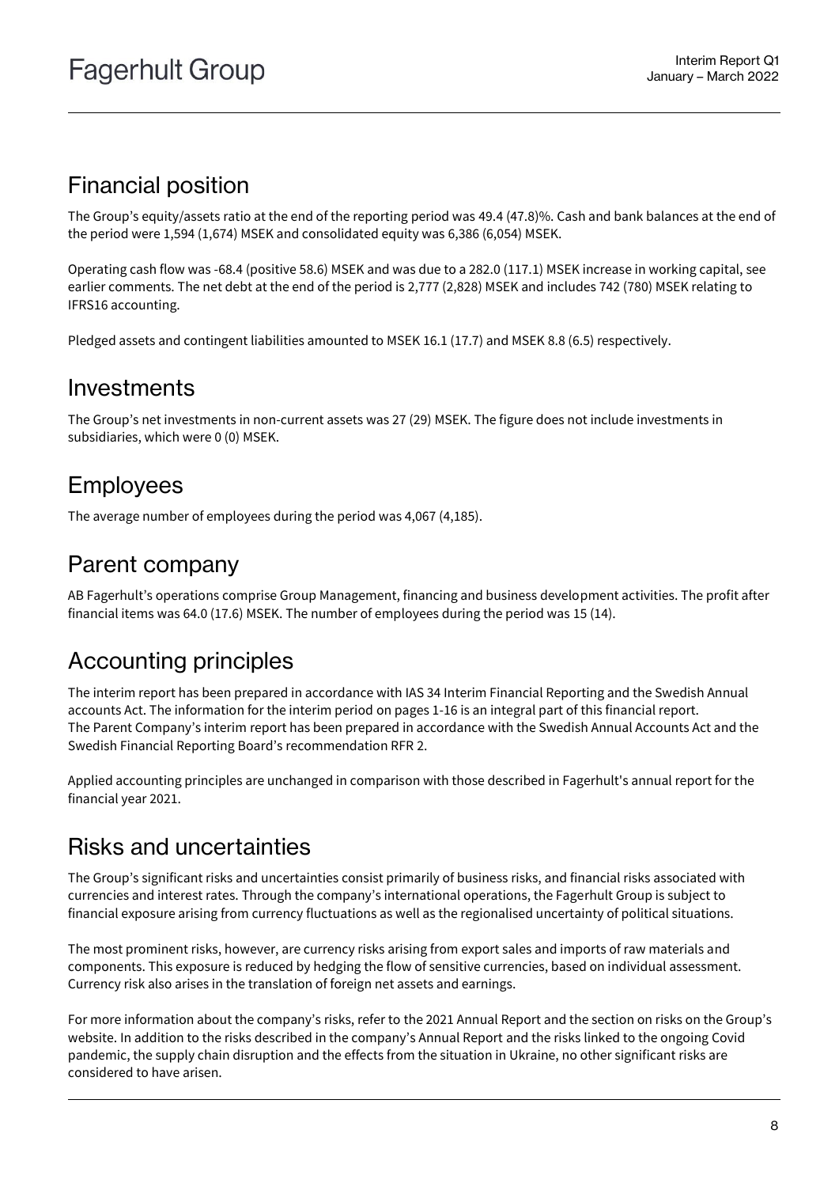## Financial position

The Group's equity/assets ratio at the end of the reporting period was 49.4 (47.8)%. Cash and bank balances at the end of the period were 1,594 (1,674) MSEK and consolidated equity was 6,386 (6,054) MSEK.

Operating cash flow was -68.4 (positive 58.6) MSEK and was due to a 282.0 (117.1) MSEK increase in working capital, see earlier comments. The net debt at the end of the period is 2,777 (2,828) MSEK and includes 742 (780) MSEK relating to IFRS16 accounting.

Pledged assets and contingent liabilities amounted to MSEK 16.1 (17.7) and MSEK 8.8 (6.5) respectively.

## Investments

The Group's net investments in non-current assets was 27 (29) MSEK. The figure does not include investments in subsidiaries, which were 0 (0) MSEK.

## Employees

The average number of employees during the period was 4,067 (4,185).

## Parent company

AB Fagerhult's operations comprise Group Management, financing and business development activities. The profit after financial items was 64.0 (17.6) MSEK. The number of employees during the period was 15 (14).

## Accounting principles

The interim report has been prepared in accordance with IAS 34 Interim Financial Reporting and the Swedish Annual accounts Act. The information for the interim period on pages 1-16 is an integral part of this financial report. The Parent Company's interim report has been prepared in accordance with the Swedish Annual Accounts Act and the Swedish Financial Reporting Board's recommendation RFR 2.

Applied accounting principles are unchanged in comparison with those described in Fagerhult's annual report for the financial year 2021.

## Risks and uncertainties

The Group's significant risks and uncertainties consist primarily of business risks, and financial risks associated with currencies and interest rates. Through the company's international operations, the Fagerhult Group is subject to financial exposure arising from currency fluctuations as well as the regionalised uncertainty of political situations.

The most prominent risks, however, are currency risks arising from export sales and imports of raw materials and components. This exposure is reduced by hedging the flow of sensitive currencies, based on individual assessment. Currency risk also arises in the translation of foreign net assets and earnings.

For more information about the company's risks, refer to the 2021 Annual Report and the section on risks on the Group's website. In addition to the risks described in the company's Annual Report and the risks linked to the ongoing Covid pandemic, the supply chain disruption and the effects from the situation in Ukraine, no other significant risks are considered to have arisen.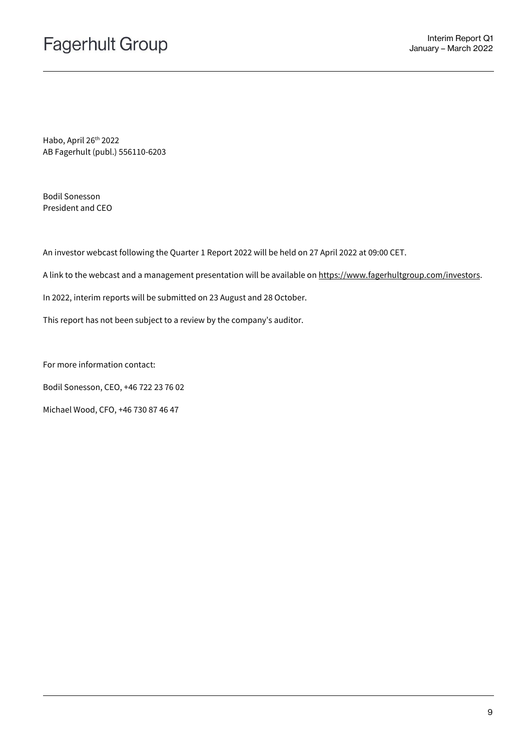Habo, April 26th 2022
AB Fagerhult (publ.) 556110-6203

Bodil Sonesson
President and CEO

An investor webcast following the Quarter 1 Report 2022 will be held on 27 April 2022 at 09:00 CET.

A link to the webcast and a management presentation will be available on https://www.fagerhultgroup.com/investors.

In 2022, interim reports will be submitted on 23 August and 28 October.

This report has not been subject to a review by the company's auditor.

For more information contact:

Bodil Sonesson, CEO, +46 722 23 76 02

Michael Wood, CFO, +46 730 87 46 47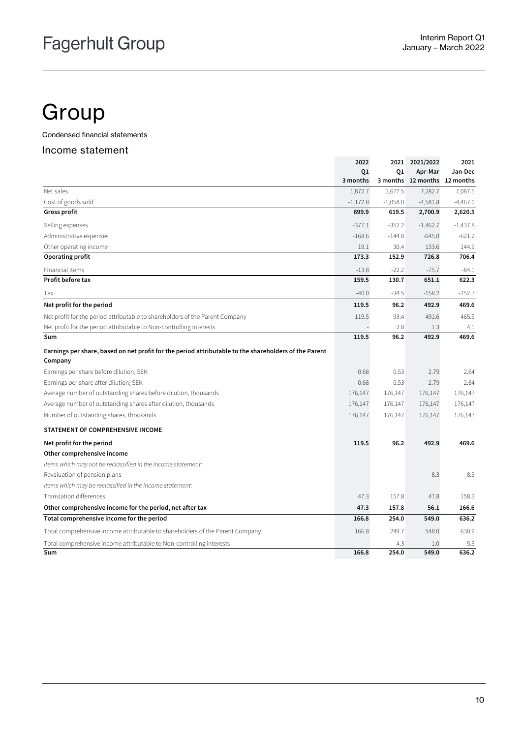# Group

Condensed financial statements

## Income statement

| | 2022 Q1 3 months | 2021 Q1 3 months | 2021/2022 Apr-Mar 12 months | 2021 Jan-Dec 12 months |
|---|---|---|---|---|
| Net sales | 1,872.7 | 1,677.5 | 7,282.7 | 7,087.5 |
| Cost of goods sold | -1,172.8 | -1,058.0 | -4,581.8 | -4,467.0 |
| **Gross profit** | **699.9** | **619.5** | **2,700.9** | **2,620.5** |
| Selling expenses | -377.1 | -352.2 | -1,462.7 | -1,437.8 |
| Administrative expenses | -168.6 | -144.8 | -645.0 | -621.2 |
| Other operating income | 19.1 | 30.4 | 133.6 | 144.9 |
| **Operating profit** | **173.3** | **152.9** | **726.8** | **706.4** |
| Financial items | -13.8 | -22.2 | -75.7 | -84.1 |
| **Profit before tax** | **159.5** | **130.7** | **651.1** | **622.3** |
| Tax | -40.0 | -34.5 | -158.2 | -152.7 |
| **Net profit for the period** | **119.5** | **96.2** | **492.9** | **469.6** |
| Net profit for the period attributable to shareholders of the Parent Company | 119.5 | 93.4 | 491.6 | 465.5 |
| Net profit for the period attributable to Non-controlling interests | - | 2.8 | 1.3 | 4.1 |
| **Sum** | **119.5** | **96.2** | **492.9** | **469.6** |
| **Earnings per share, based on net profit for the period attributable to the shareholders of the Parent Company** | | | | |
| Earnings per share before dilution, SEK | 0.68 | 0.53 | 2.79 | 2.64 |
| Earnings per share after dilution, SEK | 0.68 | 0.53 | 2.79 | 2.64 |
| Average number of outstanding shares before dilution, thousands | 176,147 | 176,147 | 176,147 | 176,147 |
| Average number of outstanding shares after dilution, thousands | 176,147 | 176,147 | 176,147 | 176,147 |
| Number of outstanding shares, thousands | 176,147 | 176,147 | 176,147 | 176,147 |
| **STATEMENT OF COMPREHENSIVE INCOME** | | | | |
| **Net profit for the period** | **119.5** | **96.2** | **492.9** | **469.6** |
| **Other comprehensive income** | | | | |
| *Items which may not be reclassified in the income statement:* | | | | |
| Revaluation of pension plans | - | - | 8.3 | 8.3 |
| *Items which may be reclassified in the income statement:* | | | | |
| Translation differences | 47.3 | 157.8 | 47.8 | 158.3 |
| **Other comprehensive income for the period, net after tax** | **47.3** | **157.8** | **56.1** | **166.6** |
| **Total comprehensive income for the period** | **166.8** | **254.0** | **549.0** | **636.2** |
| Total comprehensive income attributable to shareholders of the Parent Company | 166.8 | 249.7 | 548.0 | 630.9 |
| Total comprehensive income attributable to Non-controlling interests | - | 4.3 | 1.0 | 5.3 |
| **Sum** | **166.8** | **254.0** | **549.0** | **636.2** |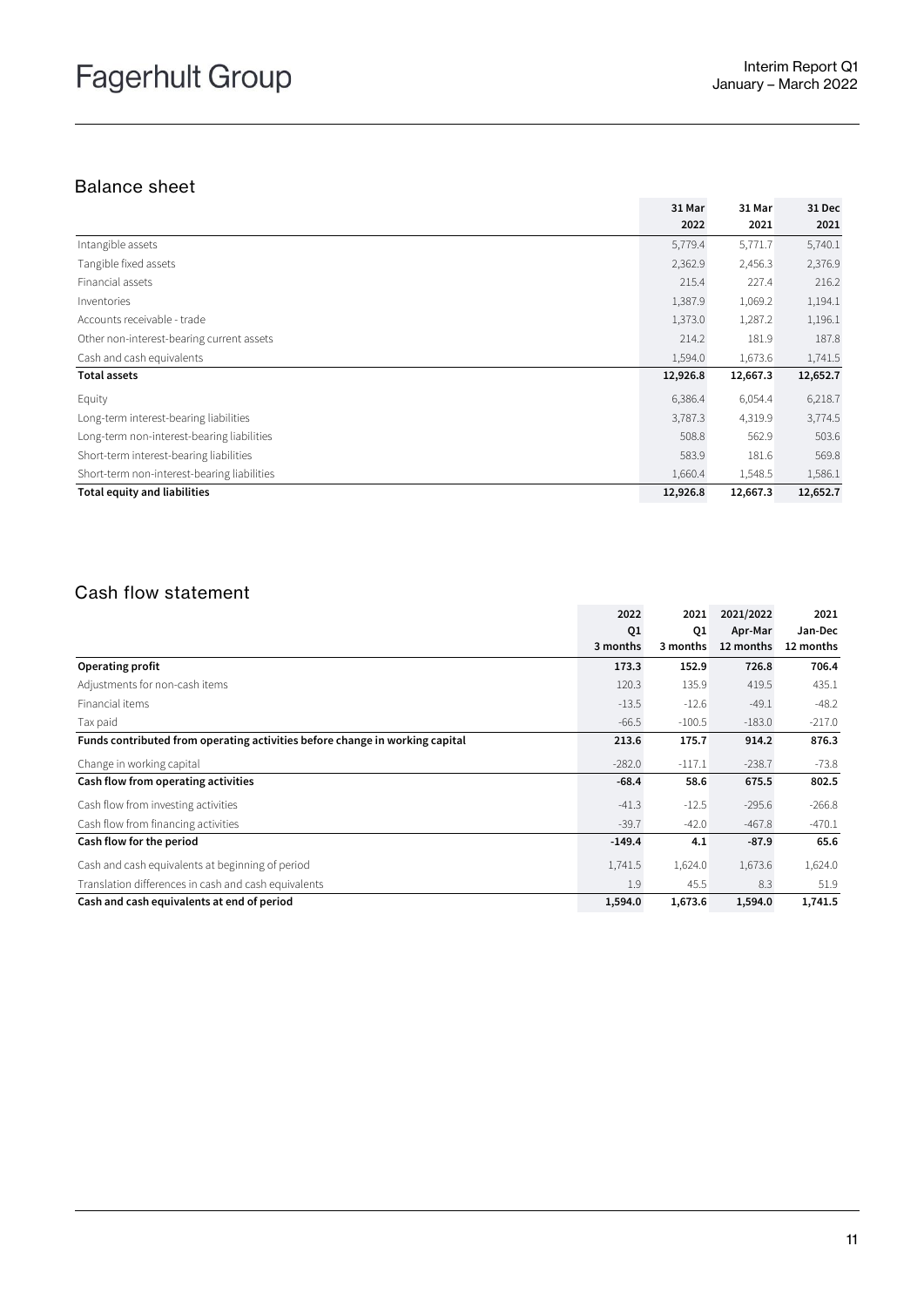## Balance sheet

| | 31 Mar 2022 | 31 Mar 2021 | 31 Dec 2021 |
|---|---|---|---|
| Intangible assets | 5,779.4 | 5,771.7 | 5,740.1 |
| Tangible fixed assets | 2,362.9 | 2,456.3 | 2,376.9 |
| Financial assets | 215.4 | 227.4 | 216.2 |
| Inventories | 1,387.9 | 1,069.2 | 1,194.1 |
| Accounts receivable - trade | 1,373.0 | 1,287.2 | 1,196.1 |
| Other non-interest-bearing current assets | 214.2 | 181.9 | 187.8 |
| Cash and cash equivalents | 1,594.0 | 1,673.6 | 1,741.5 |
| **Total assets** | **12,926.8** | **12,667.3** | **12,652.7** |
| Equity | 6,386.4 | 6,054.4 | 6,218.7 |
| Long-term interest-bearing liabilities | 3,787.3 | 4,319.9 | 3,774.5 |
| Long-term non-interest-bearing liabilities | 508.8 | 562.9 | 503.6 |
| Short-term interest-bearing liabilities | 583.9 | 181.6 | 569.8 |
| Short-term non-interest-bearing liabilities | 1,660.4 | 1,548.5 | 1,586.1 |
| **Total equity and liabilities** | **12,926.8** | **12,667.3** | **12,652.7** |

## Cash flow statement

| | 2022 Q1 3 months | 2021 Q1 3 months | 2021/2022 Apr-Mar 12 months | 2021 Jan-Dec 12 months |
|---|---|---|---|---|
| **Operating profit** | **173.3** | **152.9** | **726.8** | **706.4** |
| Adjustments for non-cash items | 120.3 | 135.9 | 419.5 | 435.1 |
| Financial items | -13.5 | -12.6 | -49.1 | -48.2 |
| Tax paid | -66.5 | -100.5 | -183.0 | -217.0 |
| **Funds contributed from operating activities before change in working capital** | **213.6** | **175.7** | **914.2** | **876.3** |
| Change in working capital | -282.0 | -117.1 | -238.7 | -73.8 |
| **Cash flow from operating activities** | **-68.4** | **58.6** | **675.5** | **802.5** |
| Cash flow from investing activities | -41.3 | -12.5 | -295.6 | -266.8 |
| Cash flow from financing activities | -39.7 | -42.0 | -467.8 | -470.1 |
| **Cash flow for the period** | **-149.4** | **4.1** | **-87.9** | **65.6** |
| Cash and cash equivalents at beginning of period | 1,741.5 | 1,624.0 | 1,673.6 | 1,624.0 |
| Translation differences in cash and cash equivalents | 1.9 | 45.5 | 8.3 | 51.9 |
| **Cash and cash equivalents at end of period** | **1,594.0** | **1,673.6** | **1,594.0** | **1,741.5** |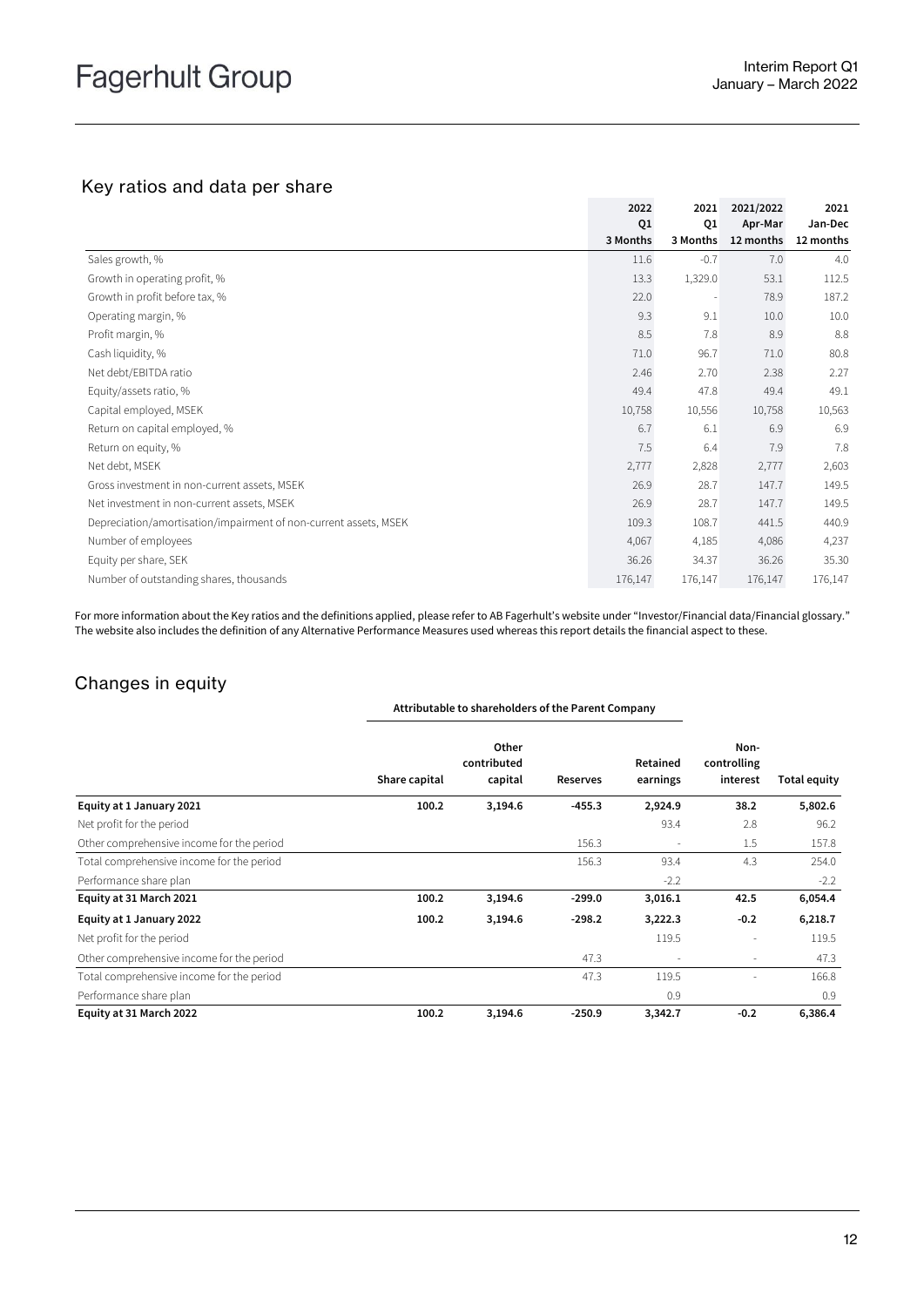## Key ratios and data per share

| | 2022 Q1 3 Months | 2021 Q1 3 Months | 2021/2022 Apr-Mar 12 months | 2021 Jan-Dec 12 months |
|---|---|---|---|---|
| Sales growth, % | 11.6 | -0.7 | 7.0 | 4.0 |
| Growth in operating profit, % | 13.3 | 1,329.0 | 53.1 | 112.5 |
| Growth in profit before tax, % | 22.0 | - | 78.9 | 187.2 |
| Operating margin, % | 9.3 | 9.1 | 10.0 | 10.0 |
| Profit margin, % | 8.5 | 7.8 | 8.9 | 8.8 |
| Cash liquidity, % | 71.0 | 96.7 | 71.0 | 80.8 |
| Net debt/EBITDA ratio | 2.46 | 2.70 | 2.38 | 2.27 |
| Equity/assets ratio, % | 49.4 | 47.8 | 49.4 | 49.1 |
| Capital employed, MSEK | 10,758 | 10,556 | 10,758 | 10,563 |
| Return on capital employed, % | 6.7 | 6.1 | 6.9 | 6.9 |
| Return on equity, % | 7.5 | 6.4 | 7.9 | 7.8 |
| Net debt, MSEK | 2,777 | 2,828 | 2,777 | 2,603 |
| Gross investment in non-current assets, MSEK | 26.9 | 28.7 | 147.7 | 149.5 |
| Net investment in non-current assets, MSEK | 26.9 | 28.7 | 147.7 | 149.5 |
| Depreciation/amortisation/impairment of non-current assets, MSEK | 109.3 | 108.7 | 441.5 | 440.9 |
| Number of employees | 4,067 | 4,185 | 4,086 | 4,237 |
| Equity per share, SEK | 36.26 | 34.37 | 36.26 | 35.30 |
| Number of outstanding shares, thousands | 176,147 | 176,147 | 176,147 | 176,147 |

For more information about the Key ratios and the definitions applied, please refer to AB Fagerhult's website under "Investor/Financial data/Financial glossary." The website also includes the definition of any Alternative Performance Measures used whereas this report details the financial aspect to these.

## Changes in equity

| | Attributable to shareholders of the Parent Company | | | | | |
|---|---|---|---|---|---|---|
| | **Share capital** | **Other contributed capital** | **Reserves** | **Retained earnings** | **Non-controlling interest** | **Total equity** |
| **Equity at 1 January 2021** | **100.2** | **3,194.6** | **-455.3** | **2,924.9** | **38.2** | **5,802.6** |
| Net profit for the period | | | | 93.4 | 2.8 | 96.2 |
| Other comprehensive income for the period | | | 156.3 | - | 1.5 | 157.8 |
| Total comprehensive income for the period | | | 156.3 | 93.4 | 4.3 | 254.0 |
| Performance share plan | | | | -2.2 | | -2.2 |
| **Equity at 31 March 2021** | **100.2** | **3,194.6** | **-299.0** | **3,016.1** | **42.5** | **6,054.4** |
| **Equity at 1 January 2022** | **100.2** | **3,194.6** | **-298.2** | **3,222.3** | **-0.2** | **6,218.7** |
| Net profit for the period | | | | 119.5 | - | 119.5 |
| Other comprehensive income for the period | | | 47.3 | - | - | 47.3 |
| Total comprehensive income for the period | | | 47.3 | 119.5 | - | 166.8 |
| Performance share plan | | | | 0.9 | | 0.9 |
| **Equity at 31 March 2022** | **100.2** | **3,194.6** | **-250.9** | **3,342.7** | **-0.2** | **6,386.4** |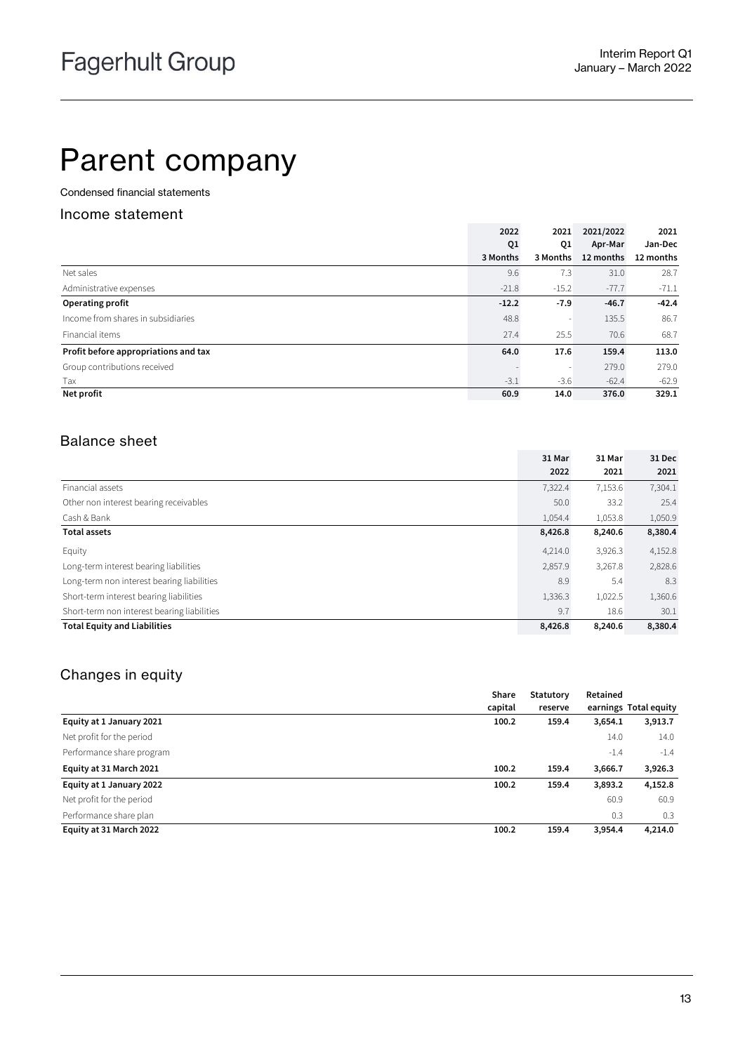# Parent company

Condensed financial statements

## Income statement

| | 2022 Q1 3 Months | 2021 Q1 3 Months | 2021/2022 Apr-Mar 12 months | 2021 Jan-Dec 12 months |
|---|---|---|---|---|
| Net sales | 9.6 | 7.3 | 31.0 | 28.7 |
| Administrative expenses | -21.8 | -15.2 | -77.7 | -71.1 |
| **Operating profit** | **-12.2** | **-7.9** | **-46.7** | **-42.4** |
| Income from shares in subsidiaries | 48.8 | - | 135.5 | 86.7 |
| Financial items | 27.4 | 25.5 | 70.6 | 68.7 |
| **Profit before appropriations and tax** | **64.0** | **17.6** | **159.4** | **113.0** |
| Group contributions received | - | - | 279.0 | 279.0 |
| Tax | -3.1 | -3.6 | -62.4 | -62.9 |
| **Net profit** | **60.9** | **14.0** | **376.0** | **329.1** |

## Balance sheet

| | 31 Mar 2022 | 31 Mar 2021 | 31 Dec 2021 |
|---|---|---|---|
| Financial assets | 7,322.4 | 7,153.6 | 7,304.1 |
| Other non interest bearing receivables | 50.0 | 33.2 | 25.4 |
| Cash & Bank | 1,054.4 | 1,053.8 | 1,050.9 |
| **Total assets** | **8,426.8** | **8,240.6** | **8,380.4** |
| Equity | 4,214.0 | 3,926.3 | 4,152.8 |
| Long-term interest bearing liabilities | 2,857.9 | 3,267.8 | 2,828.6 |
| Long-term non interest bearing liabilities | 8.9 | 5.4 | 8.3 |
| Short-term interest bearing liabilities | 1,336.3 | 1,022.5 | 1,360.6 |
| Short-term non interest bearing liabilities | 9.7 | 18.6 | 30.1 |
| **Total Equity and Liabilities** | **8,426.8** | **8,240.6** | **8,380.4** |

## Changes in equity

| | Share capital | Statutory reserve | Retained earnings | Total equity |
|---|---|---|---|---|
| **Equity at 1 January 2021** | **100.2** | **159.4** | **3,654.1** | **3,913.7** |
| Net profit for the period | | | 14.0 | 14.0 |
| Performance share program | | | -1.4 | -1.4 |
| **Equity at 31 March 2021** | **100.2** | **159.4** | **3,666.7** | **3,926.3** |
| **Equity at 1 January 2022** | **100.2** | **159.4** | **3,893.2** | **4,152.8** |
| Net profit for the period | | | 60.9 | 60.9 |
| Performance share plan | | | 0.3 | 0.3 |
| **Equity at 31 March 2022** | **100.2** | **159.4** | **3,954.4** | **4,214.0** |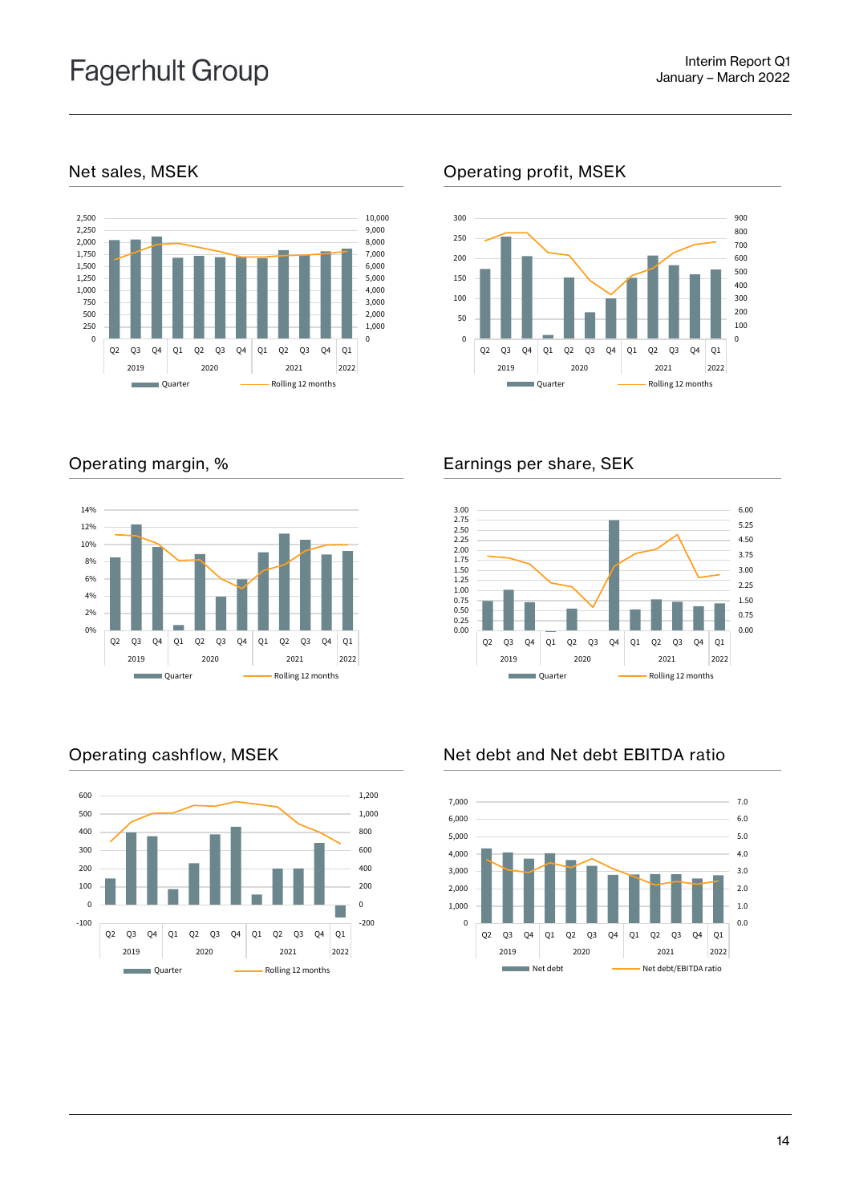## Net sales, MSEK

## Operating profit, MSEK

## Operating margin, %

## Earnings per share, SEK

## Operating cashflow, MSEK

## Net debt and Net debt EBITDA ratio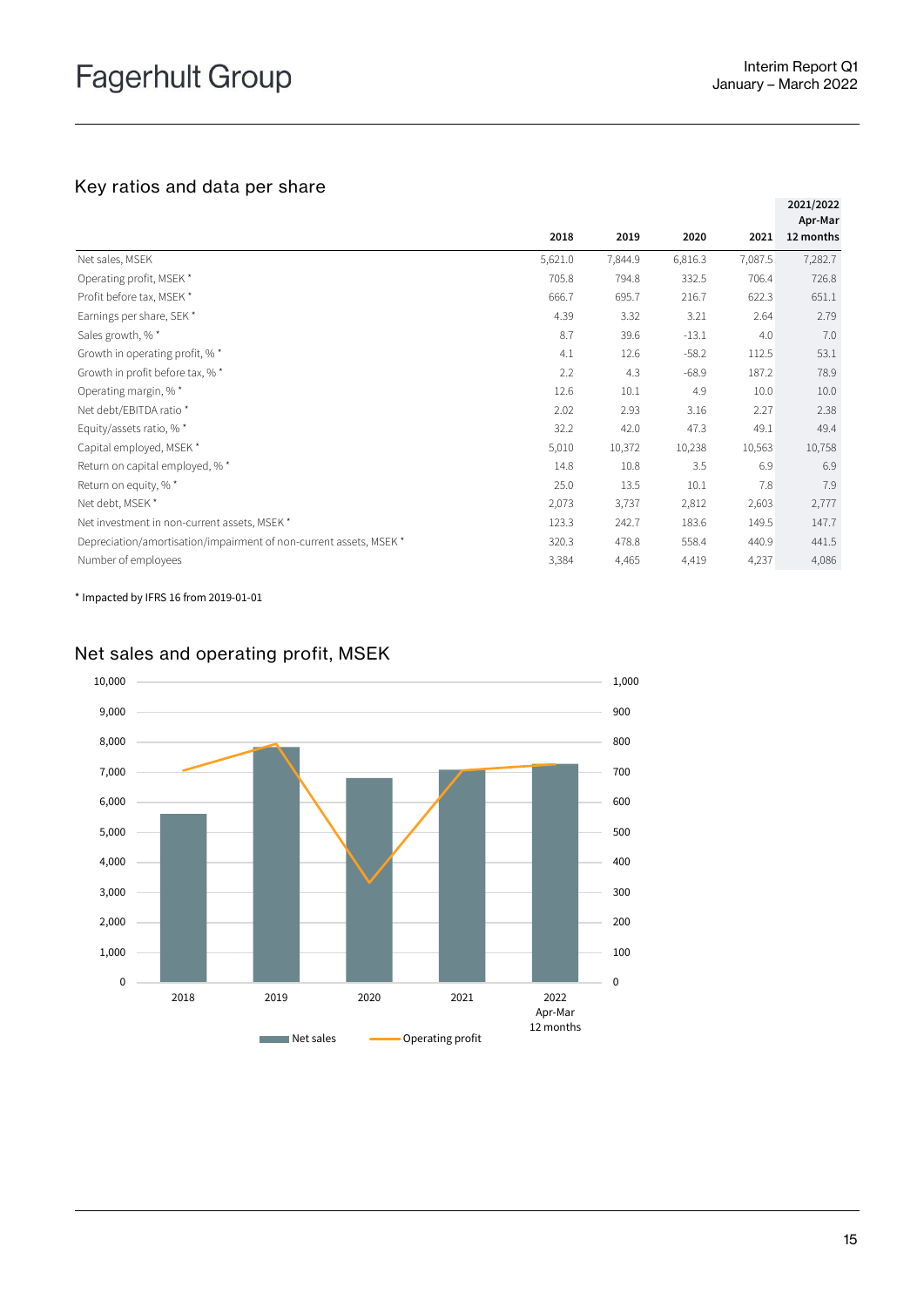## Key ratios and data per share

| | 2018 | 2019 | 2020 | 2021 | 2021/2022 Apr-Mar 12 months |
|---|---|---|---|---|---|
| Net sales, MSEK | 5,621.0 | 7,844.9 | 6,816.3 | 7,087.5 | 7,282.7 |
| Operating profit, MSEK * | 705.8 | 794.8 | 332.5 | 706.4 | 726.8 |
| Profit before tax, MSEK * | 666.7 | 695.7 | 216.7 | 622.3 | 651.1 |
| Earnings per share, SEK * | 4.39 | 3.32 | 3.21 | 2.64 | 2.79 |
| Sales growth, % * | 8.7 | 39.6 | -13.1 | 4.0 | 7.0 |
| Growth in operating profit, % * | 4.1 | 12.6 | -58.2 | 112.5 | 53.1 |
| Growth in profit before tax, % * | 2.2 | 4.3 | -68.9 | 187.2 | 78.9 |
| Operating margin, % * | 12.6 | 10.1 | 4.9 | 10.0 | 10.0 |
| Net debt/EBITDA ratio * | 2.02 | 2.93 | 3.16 | 2.27 | 2.38 |
| Equity/assets ratio, % * | 32.2 | 42.0 | 47.3 | 49.1 | 49.4 |
| Capital employed, MSEK * | 5,010 | 10,372 | 10,238 | 10,563 | 10,758 |
| Return on capital employed, % * | 14.8 | 10.8 | 3.5 | 6.9 | 6.9 |
| Return on equity, % * | 25.0 | 13.5 | 10.1 | 7.8 | 7.9 |
| Net debt, MSEK * | 2,073 | 3,737 | 2,812 | 2,603 | 2,777 |
| Net investment in non-current assets, MSEK * | 123.3 | 242.7 | 183.6 | 149.5 | 147.7 |
| Depreciation/amortisation/impairment of non-current assets, MSEK * | 320.3 | 478.8 | 558.4 | 440.9 | 441.5 |
| Number of employees | 3,384 | 4,465 | 4,419 | 4,237 | 4,086 |

* Impacted by IFRS 16 from 2019-01-01

## Net sales and operating profit, MSEK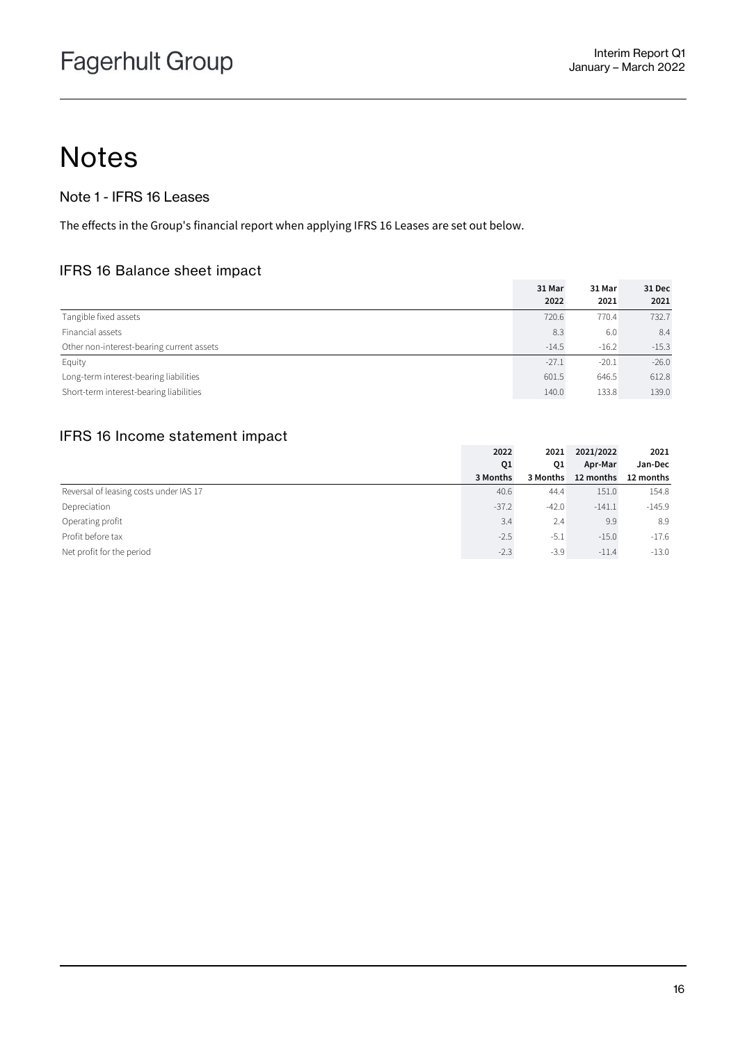# Notes

## Note 1 - IFRS 16 Leases

The effects in the Group's financial report when applying IFRS 16 Leases are set out below.

### IFRS 16 Balance sheet impact

| | 31 Mar 2022 | 31 Mar 2021 | 31 Dec 2021 |
|---|---|---|---|
| Tangible fixed assets | 720.6 | 770.4 | 732.7 |
| Financial assets | 8.3 | 6.0 | 8.4 |
| Other non-interest-bearing current assets | -14.5 | -16.2 | -15.3 |
| Equity | -27.1 | -20.1 | -26.0 |
| Long-term interest-bearing liabilities | 601.5 | 646.5 | 612.8 |
| Short-term interest-bearing liabilities | 140.0 | 133.8 | 139.0 |

### IFRS 16 Income statement impact

| | 2022 Q1 3 Months | 2021 Q1 3 Months | 2021/2022 Apr-Mar 12 months | 2021 Jan-Dec 12 months |
|---|---|---|---|---|
| Reversal of leasing costs under IAS 17 | 40.6 | 44.4 | 151.0 | 154.8 |
| Depreciation | -37.2 | -42.0 | -141.1 | -145.9 |
| Operating profit | 3.4 | 2.4 | 9.9 | 8.9 |
| Profit before tax | -2.5 | -5.1 | -15.0 | -17.6 |
| Net profit for the period | -2.3 | -3.9 | -11.4 | -13.0 |